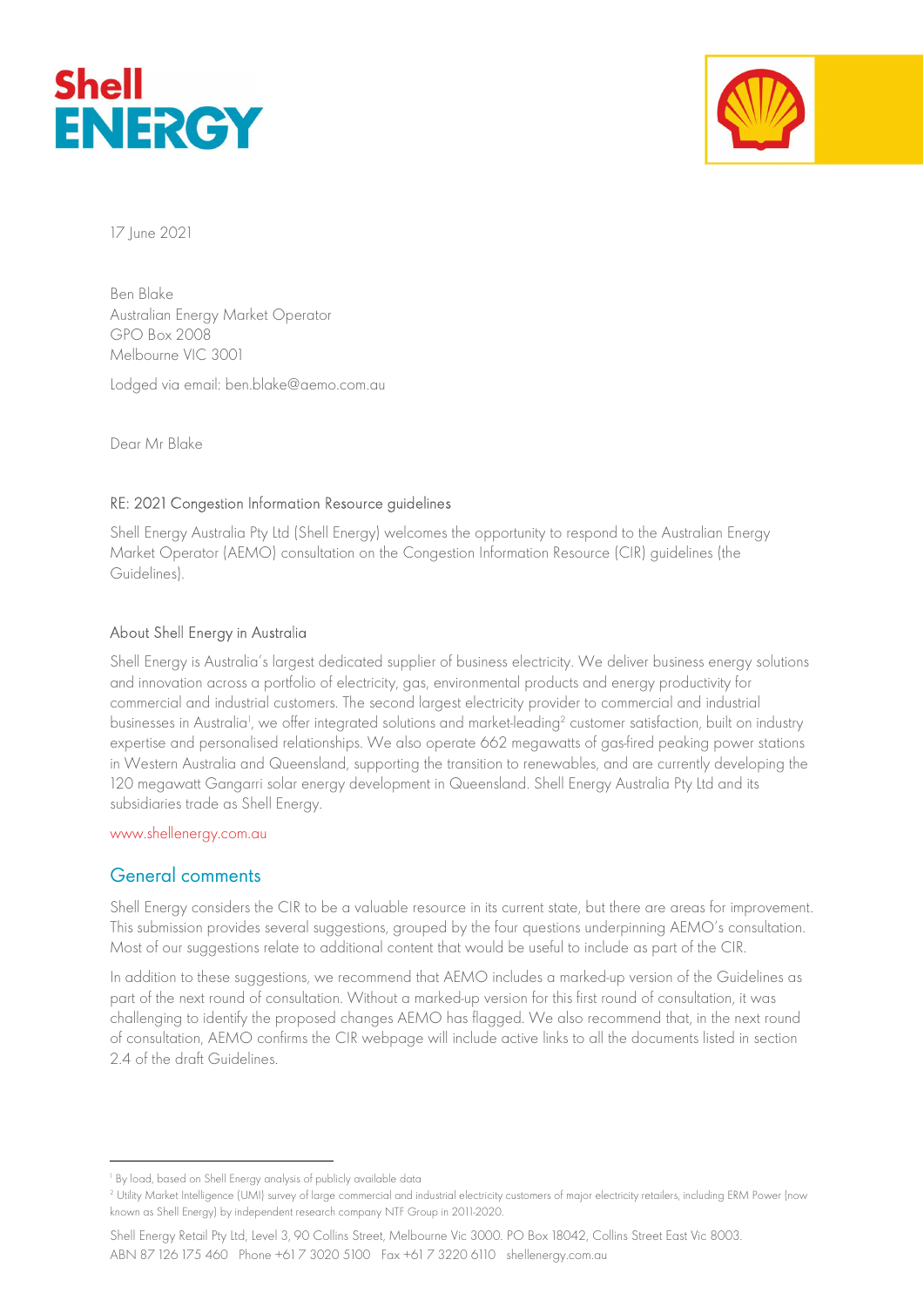17 June 2021

Ben Blake
Australian Energy Market Operator
GPO Box 2008
Melbourne VIC 3001

Lodged via email: ben.blake@aemo.com.au

Dear Mr Blake

RE: 2021 Congestion Information Resource guidelines

Shell Energy Australia Pty Ltd (Shell Energy) welcomes the opportunity to respond to the Australian Energy Market Operator (AEMO) consultation on the Congestion Information Resource (CIR) guidelines (the Guidelines).

### About Shell Energy in Australia

Shell Energy is Australia's largest dedicated supplier of business electricity. We deliver business energy solutions and innovation across a portfolio of electricity, gas, environmental products and energy productivity for commercial and industrial customers. The second largest electricity provider to commercial and industrial businesses in Australia[1], we offer integrated solutions and market-leading[2] customer satisfaction, built on industry expertise and personalised relationships. We also operate 662 megawatts of gas-fired peaking power stations in Western Australia and Queensland, supporting the transition to renewables, and are currently developing the 120 megawatt Gangarri solar energy development in Queensland. Shell Energy Australia Pty Ltd and its subsidiaries trade as Shell Energy.

www.shellenergy.com.au

## General comments

Shell Energy considers the CIR to be a valuable resource in its current state, but there are areas for improvement. This submission provides several suggestions, grouped by the four questions underpinning AEMO's consultation. Most of our suggestions relate to additional content that would be useful to include as part of the CIR.

In addition to these suggestions, we recommend that AEMO includes a marked-up version of the Guidelines as part of the next round of consultation. Without a marked-up version for this first round of consultation, it was challenging to identify the proposed changes AEMO has flagged. We also recommend that, in the next round of consultation, AEMO confirms the CIR webpage will include active links to all the documents listed in section 2.4 of the draft Guidelines.

[1] By load, based on Shell Energy analysis of publicly available data

[2] Utility Market Intelligence (UMI) survey of large commercial and industrial electricity customers of major electricity retailers, including ERM Power (now known as Shell Energy) by independent research company NTF Group in 2011-2020.

Shell Energy Retail Pty Ltd, Level 3, 90 Collins Street, Melbourne Vic 3000. PO Box 18042, Collins Street East Vic 8003.
ABN 87 126 175 460 Phone +61 7 3020 5100 Fax +61 7 3220 6110 shellenergy.com.au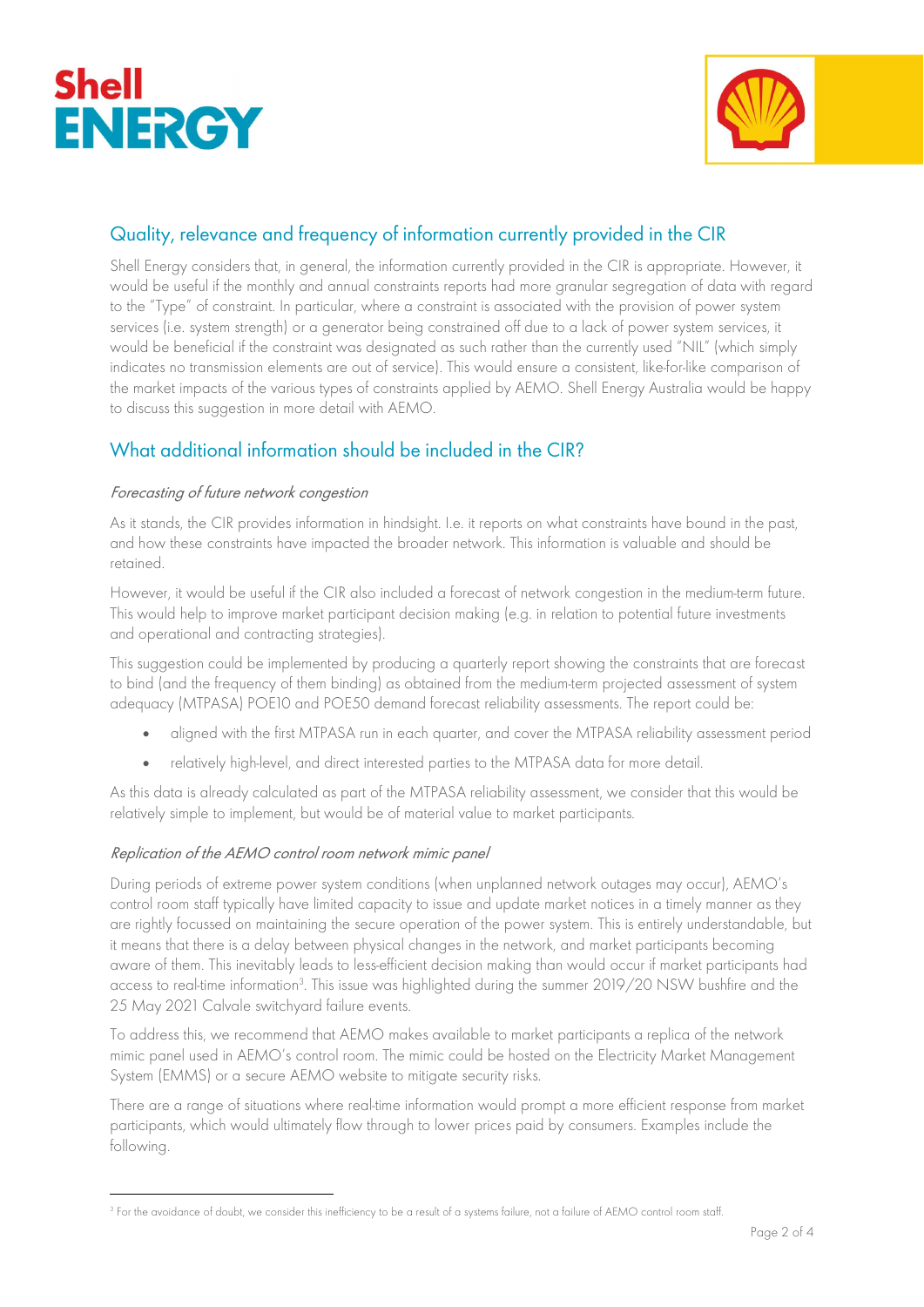## Quality, relevance and frequency of information currently provided in the CIR

Shell Energy considers that, in general, the information currently provided in the CIR is appropriate. However, it would be useful if the monthly and annual constraints reports had more granular segregation of data with regard to the "Type" of constraint. In particular, where a constraint is associated with the provision of power system services (i.e. system strength) or a generator being constrained off due to a lack of power system services, it would be beneficial if the constraint was designated as such rather than the currently used "NIL" (which simply indicates no transmission elements are out of service). This would ensure a consistent, like-for-like comparison of the market impacts of the various types of constraints applied by AEMO. Shell Energy Australia would be happy to discuss this suggestion in more detail with AEMO.

## What additional information should be included in the CIR?

### *Forecasting of future network congestion*

As it stands, the CIR provides information in hindsight. I.e. it reports on what constraints have bound in the past, and how these constraints have impacted the broader network. This information is valuable and should be retained.

However, it would be useful if the CIR also included a forecast of network congestion in the medium-term future. This would help to improve market participant decision making (e.g. in relation to potential future investments and operational and contracting strategies).

This suggestion could be implemented by producing a quarterly report showing the constraints that are forecast to bind (and the frequency of them binding) as obtained from the medium-term projected assessment of system adequacy (MTPASA) POE10 and POE50 demand forecast reliability assessments. The report could be:

- aligned with the first MTPASA run in each quarter, and cover the MTPASA reliability assessment period
- relatively high-level, and direct interested parties to the MTPASA data for more detail.

As this data is already calculated as part of the MTPASA reliability assessment, we consider that this would be relatively simple to implement, but would be of material value to market participants.

### *Replication of the AEMO control room network mimic panel*

During periods of extreme power system conditions (when unplanned network outages may occur), AEMO's control room staff typically have limited capacity to issue and update market notices in a timely manner as they are rightly focussed on maintaining the secure operation of the power system. This is entirely understandable, but it means that there is a delay between physical changes in the network, and market participants becoming aware of them. This inevitably leads to less-efficient decision making than would occur if market participants had access to real-time information[3]. This issue was highlighted during the summer 2019/20 NSW bushfire and the 25 May 2021 Calvale switchyard failure events.

To address this, we recommend that AEMO makes available to market participants a replica of the network mimic panel used in AEMO's control room. The mimic could be hosted on the Electricity Market Management System (EMMS) or a secure AEMO website to mitigate security risks.

There are a range of situations where real-time information would prompt a more efficient response from market participants, which would ultimately flow through to lower prices paid by consumers. Examples include the following.

---

[3] For the avoidance of doubt, we consider this inefficiency to be a result of a systems failure, not a failure of AEMO control room staff.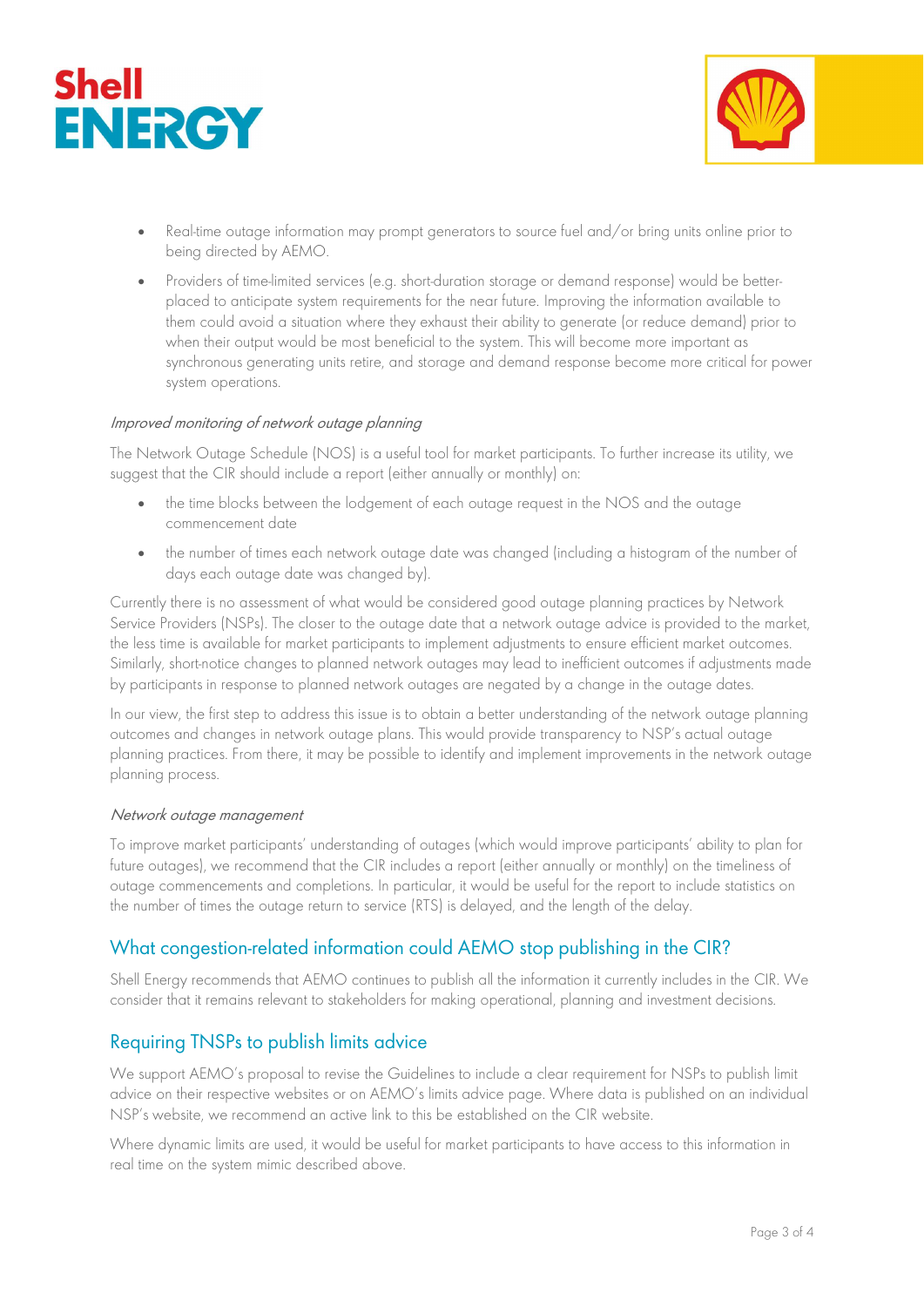- Real-time outage information may prompt generators to source fuel and/or bring units online prior to being directed by AEMO.
- Providers of time-limited services (e.g. short-duration storage or demand response) would be better-placed to anticipate system requirements for the near future. Improving the information available to them could avoid a situation where they exhaust their ability to generate (or reduce demand) prior to when their output would be most beneficial to the system. This will become more important as synchronous generating units retire, and storage and demand response become more critical for power system operations.

*Improved monitoring of network outage planning*

The Network Outage Schedule (NOS) is a useful tool for market participants. To further increase its utility, we suggest that the CIR should include a report (either annually or monthly) on:

- the time blocks between the lodgement of each outage request in the NOS and the outage commencement date
- the number of times each network outage date was changed (including a histogram of the number of days each outage date was changed by).

Currently there is no assessment of what would be considered good outage planning practices by Network Service Providers (NSPs). The closer to the outage date that a network outage advice is provided to the market, the less time is available for market participants to implement adjustments to ensure efficient market outcomes. Similarly, short-notice changes to planned network outages may lead to inefficient outcomes if adjustments made by participants in response to planned network outages are negated by a change in the outage dates.

In our view, the first step to address this issue is to obtain a better understanding of the network outage planning outcomes and changes in network outage plans. This would provide transparency to NSP's actual outage planning practices. From there, it may be possible to identify and implement improvements in the network outage planning process.

*Network outage management*

To improve market participants' understanding of outages (which would improve participants' ability to plan for future outages), we recommend that the CIR includes a report (either annually or monthly) on the timeliness of outage commencements and completions. In particular, it would be useful for the report to include statistics on the number of times the outage return to service (RTS) is delayed, and the length of the delay.

## What congestion-related information could AEMO stop publishing in the CIR?

Shell Energy recommends that AEMO continues to publish all the information it currently includes in the CIR. We consider that it remains relevant to stakeholders for making operational, planning and investment decisions.

## Requiring TNSPs to publish limits advice

We support AEMO's proposal to revise the Guidelines to include a clear requirement for NSPs to publish limit advice on their respective websites or on AEMO's limits advice page. Where data is published on an individual NSP's website, we recommend an active link to this be established on the CIR website.

Where dynamic limits are used, it would be useful for market participants to have access to this information in real time on the system mimic described above.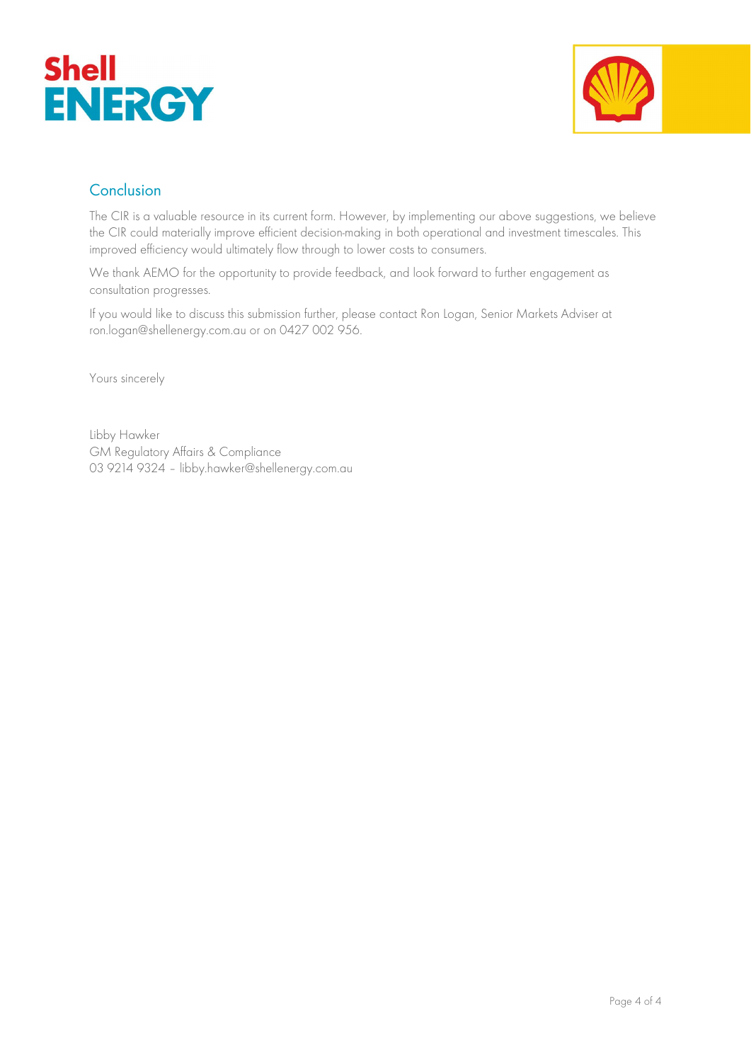## Conclusion

The CIR is a valuable resource in its current form. However, by implementing our above suggestions, we believe the CIR could materially improve efficient decision-making in both operational and investment timescales. This improved efficiency would ultimately flow through to lower costs to consumers.

We thank AEMO for the opportunity to provide feedback, and look forward to further engagement as consultation progresses.

If you would like to discuss this submission further, please contact Ron Logan, Senior Markets Adviser at ron.logan@shellenergy.com.au or on 0427 002 956.

Yours sincerely

Libby Hawker
GM Regulatory Affairs & Compliance
03 9214 9324 – libby.hawker@shellenergy.com.au